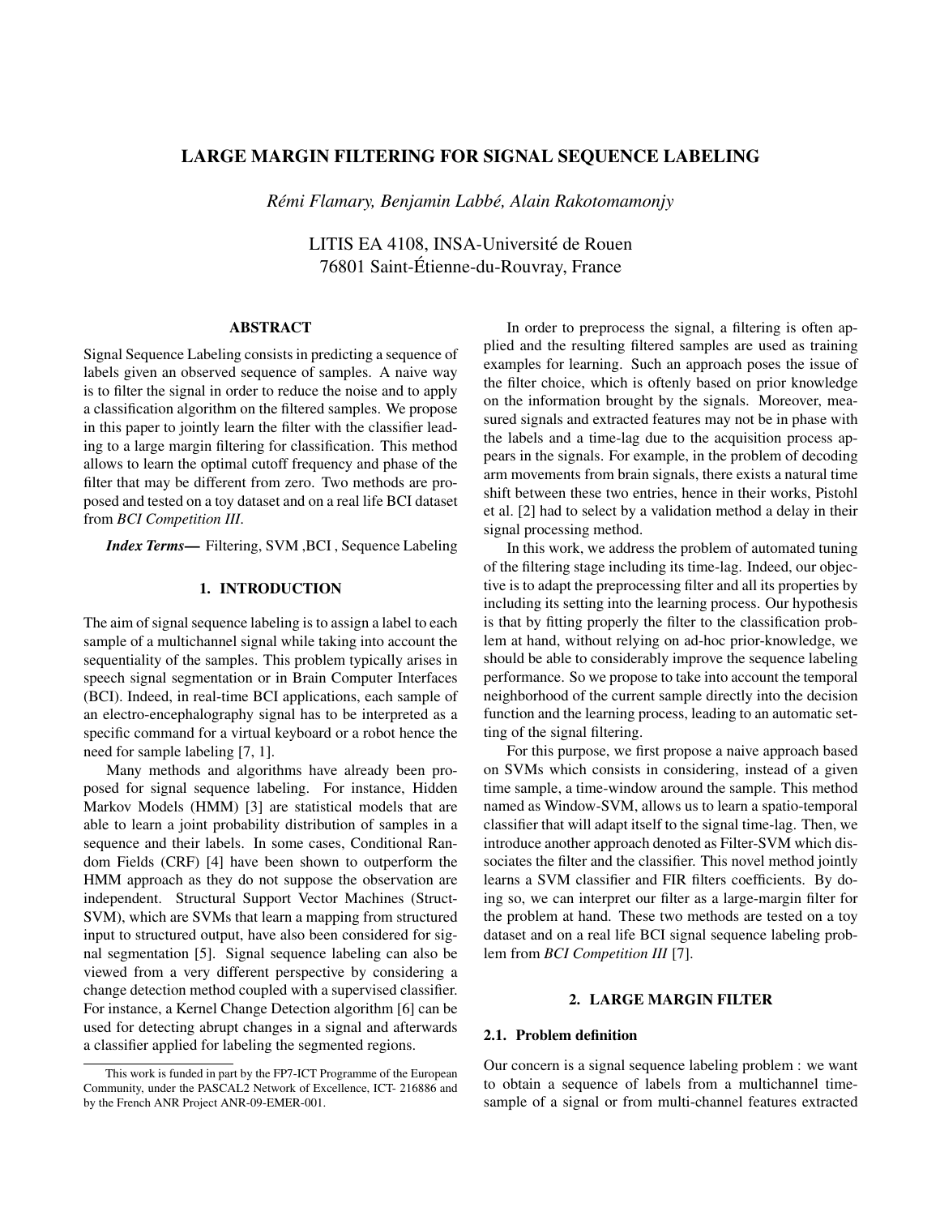# LARGE MARGIN FILTERING FOR SIGNAL SEQUENCE LABELING

*Rémi Flamary, Benjamin Labbé, Alain Rakotomamonjy*

LITIS EA 4108, INSA-Université de Rouen
76801 Saint-Étienne-du-Rouvray, France

## ABSTRACT

Signal Sequence Labeling consists in predicting a sequence of labels given an observed sequence of samples. A naive way is to filter the signal in order to reduce the noise and to apply a classification algorithm on the filtered samples. We propose in this paper to jointly learn the filter with the classifier leading to a large margin filtering for classification. This method allows to learn the optimal cutoff frequency and phase of the filter that may be different from zero. Two methods are proposed and tested on a toy dataset and on a real life BCI dataset from *BCI Competition III*.

***Index Terms*—** Filtering, SVM ,BCI , Sequence Labeling

## 1. INTRODUCTION

The aim of signal sequence labeling is to assign a label to each sample of a multichannel signal while taking into account the sequentiality of the samples. This problem typically arises in speech signal segmentation or in Brain Computer Interfaces (BCI). Indeed, in real-time BCI applications, each sample of an electro-encephalography signal has to be interpreted as a specific command for a virtual keyboard or a robot hence the need for sample labeling [7, 1].

Many methods and algorithms have already been proposed for signal sequence labeling. For instance, Hidden Markov Models (HMM) [3] are statistical models that are able to learn a joint probability distribution of samples in a sequence and their labels. In some cases, Conditional Random Fields (CRF) [4] have been shown to outperform the HMM approach as they do not suppose the observation are independent. Structural Support Vector Machines (Struct-SVM), which are SVMs that learn a mapping from structured input to structured output, have also been considered for signal segmentation [5]. Signal sequence labeling can also be viewed from a very different perspective by considering a change detection method coupled with a supervised classifier. For instance, a Kernel Change Detection algorithm [6] can be used for detecting abrupt changes in a signal and afterwards a classifier applied for labeling the segmented regions.

In order to preprocess the signal, a filtering is often applied and the resulting filtered samples are used as training examples for learning. Such an approach poses the issue of the filter choice, which is oftenly based on prior knowledge on the information brought by the signals. Moreover, measured signals and extracted features may not be in phase with the labels and a time-lag due to the acquisition process appears in the signals. For example, in the problem of decoding arm movements from brain signals, there exists a natural time shift between these two entries, hence in their works, Pistohl et al. [2] had to select by a validation method a delay in their signal processing method.

In this work, we address the problem of automated tuning of the filtering stage including its time-lag. Indeed, our objective is to adapt the preprocessing filter and all its properties by including its setting into the learning process. Our hypothesis is that by fitting properly the filter to the classification problem at hand, without relying on ad-hoc prior-knowledge, we should be able to considerably improve the sequence labeling performance. So we propose to take into account the temporal neighborhood of the current sample directly into the decision function and the learning process, leading to an automatic setting of the signal filtering.

For this purpose, we first propose a naive approach based on SVMs which consists in considering, instead of a given time sample, a time-window around the sample. This method named as Window-SVM, allows us to learn a spatio-temporal classifier that will adapt itself to the signal time-lag. Then, we introduce another approach denoted as Filter-SVM which dissociates the filter and the classifier. This novel method jointly learns a SVM classifier and FIR filters coefficients. By doing so, we can interpret our filter as a large-margin filter for the problem at hand. These two methods are tested on a toy dataset and on a real life BCI signal sequence labeling problem from *BCI Competition III* [7].

## 2. LARGE MARGIN FILTER

### 2.1. Problem definition

Our concern is a signal sequence labeling problem : we want to obtain a sequence of labels from a multichannel time-sample of a signal or from multi-channel features extracted

This work is funded in part by the FP7-ICT Programme of the European Community, under the PASCAL2 Network of Excellence, ICT- 216886 and by the French ANR Project ANR-09-EMER-001.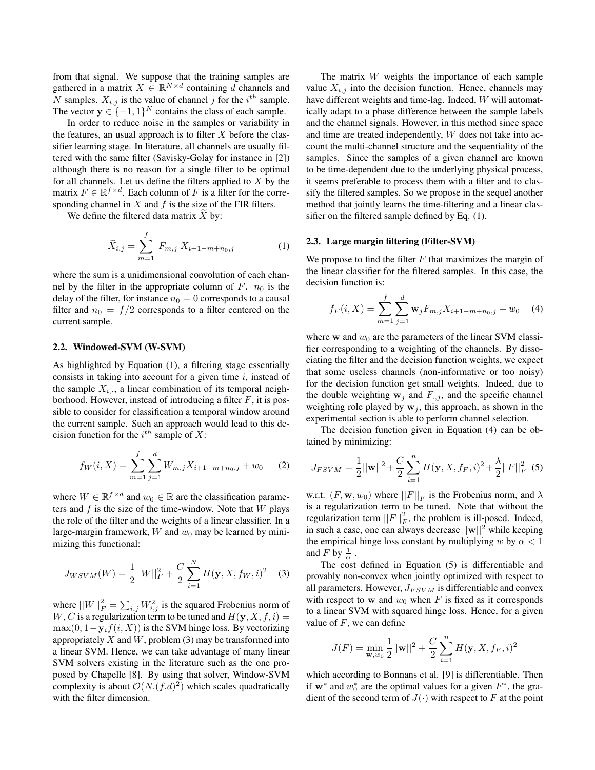from that signal. We suppose that the training samples are gathered in a matrix $X \in \mathbb{R}^{N \times d}$ containing $d$ channels and $N$ samples. $X_{i,j}$ is the value of channel $j$ for the $i^{th}$ sample. The vector $\mathbf{y} \in \{-1, 1\}^N$ contains the class of each sample.

In order to reduce noise in the samples or variability in the features, an usual approach is to filter $X$ before the classifier learning stage. In literature, all channels are usually filtered with the same filter (Savisky-Golay for instance in [2]) although there is no reason for a single filter to be optimal for all channels. Let us define the filters applied to $X$ by the matrix $F \in \mathbb{R}^{f \times d}$. Each column of $F$ is a filter for the corresponding channel in $X$ and $f$ is the size of the FIR filters.

We define the filtered data matrix $\widetilde{X}$ by:

$$\widetilde{X}_{i,j} = \sum_{m=1}^{f} F_{m,j} \, X_{i+1-m+n_0,j} \tag{1}$$

where the sum is a unidimensional convolution of each channel by the filter in the appropriate column of $F$. $n_0$ is the delay of the filter, for instance $n_0 = 0$ corresponds to a causal filter and $n_0 = f/2$ corresponds to a filter centered on the current sample.

### 2.2. Windowed-SVM (W-SVM)

As highlighted by Equation (1), a filtering stage essentially consists in taking into account for a given time $i$, instead of the sample $X_{i,\cdot}$, a linear combination of its temporal neighborhood. However, instead of introducing a filter $F$, it is possible to consider for classification a temporal window around the current sample. Such an approach would lead to this decision function for the $i^{th}$ sample of $X$:

$$f_W(i, X) = \sum_{m=1}^{f} \sum_{j=1}^{d} W_{m,j} X_{i+1-m+n_0,j} + w_0 \tag{2}$$

where $W \in \mathbb{R}^{f \times d}$ and $w_0 \in \mathbb{R}$ are the classification parameters and $f$ is the size of the time-window. Note that $W$ plays the role of the filter and the weights of a linear classifier. In a large-margin framework, $W$ and $w_0$ may be learned by minimizing this functional:

$$J_{WSVM}(W) = \frac{1}{2}||W||_F^2 + \frac{C}{2} \sum_{i=1}^{N} H(\mathbf{y}, X, f_W, i)^2 \tag{3}$$

where $||W||_F^2 = \sum_{i,j} W_{i,j}^2$ is the squared Frobenius norm of $W$, $C$ is a regularization term to be tuned and $H(\mathbf{y}, X, f, i) = \max(0, 1 - \mathbf{y}_i f(i, X))$ is the SVM hinge loss. By vectorizing appropriately $X$ and $W$, problem (3) may be transformed into a linear SVM. Hence, we can take advantage of many linear SVM solvers existing in the literature such as the one proposed by Chapelle [8]. By using that solver, Window-SVM complexity is about $\mathcal{O}(N.(f.d)^2)$ which scales quadratically with the filter dimension.

The matrix $W$ weights the importance of each sample value $X_{i,j}$ into the decision function. Hence, channels may have different weights and time-lag. Indeed, $W$ will automatically adapt to a phase difference between the sample labels and the channel signals. However, in this method since space and time are treated independently, $W$ does not take into account the multi-channel structure and the sequentiality of the samples. Since the samples of a given channel are known to be time-dependent due to the underlying physical process, it seems preferable to process them with a filter and to classify the filtered samples. So we propose in the sequel another method that jointly learns the time-filtering and a linear classifier on the filtered sample defined by Eq. (1).

### 2.3. Large margin filtering (Filter-SVM)

We propose to find the filter $F$ that maximizes the margin of the linear classifier for the filtered samples. In this case, the decision function is:

$$f_F(i, X) = \sum_{m=1}^{f} \sum_{j=1}^{d} \mathbf{w}_j F_{m,j} X_{i+1-m+n_0,j} + w_0 \tag{4}$$

where $\mathbf{w}$ and $w_0$ are the parameters of the linear SVM classifier corresponding to a weighting of the channels. By dissociating the filter and the decision function weights, we expect that some useless channels (non-informative or too noisy) for the decision function get small weights. Indeed, due to the double weighting $\mathbf{w}_j$ and $F_{.,j}$, and the specific channel weighting role played by $\mathbf{w}_j$, this approach, as shown in the experimental section is able to perform channel selection.

The decision function given in Equation (4) can be obtained by minimizing:

$$J_{FSVM} = \frac{1}{2}||\mathbf{w}||^2 + \frac{C}{2} \sum_{i=1}^{n} H(\mathbf{y}, X, f_F, i)^2 + \frac{\lambda}{2}||F||_F^2 \tag{5}$$

w.r.t. $(F, \mathbf{w}, w_0)$ where $||F||_F$ is the Frobenius norm, and $\lambda$ is a regularization term to be tuned. Note that without the regularization term $||F||_F^2$, the problem is ill-posed. Indeed, in such a case, one can always decrease $||\mathbf{w}||^2$ while keeping the empirical hinge loss constant by multiplying $w$ by $\alpha < 1$ and $F$ by $\frac{1}{\alpha}$.

The cost defined in Equation (5) is differentiable and provably non-convex when jointly optimized with respect to all parameters. However, $J_{FSVM}$ is differentiable and convex with respect to $\mathbf{w}$ and $w_0$ when $F$ is fixed as it corresponds to a linear SVM with squared hinge loss. Hence, for a given value of $F$, we can define

$$J(F) = \min_{\mathbf{w}, w_0} \frac{1}{2}||\mathbf{w}||^2 + \frac{C}{2} \sum_{i=1}^{n} H(\mathbf{y}, X, f_F, i)^2$$

which according to Bonnans et al. [9] is differentiable. Then if $\mathbf{w}^*$ and $w_0^*$ are the optimal values for a given $F^*$, the gradient of the second term of $J(\cdot)$ with respect to $F$ at the point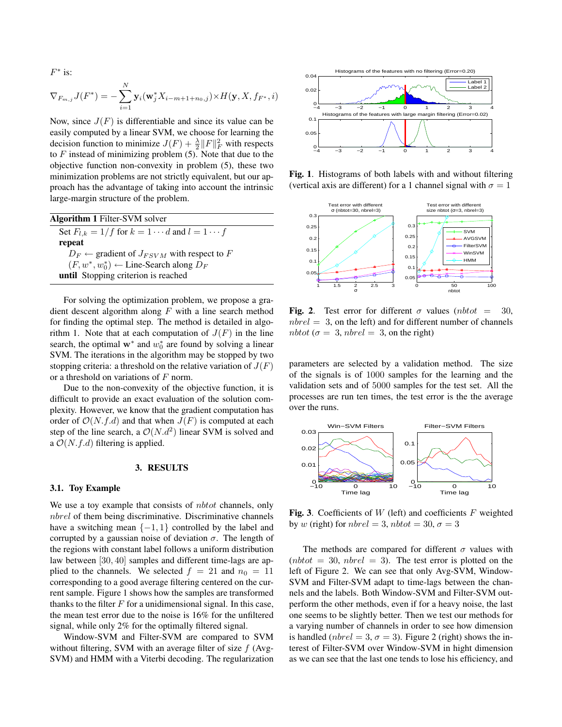$F^*$ is:

$$\nabla_{F_{m,j}} J(F^*) = -\sum_{i=1}^{N} \mathbf{y}_i(\mathbf{w}_j^* X_{i-m+1+n_0,j}) \times H(\mathbf{y}, X, f_{F^*}, i)$$

Now, since $J(F)$ is differentiable and since its value can be easily computed by a linear SVM, we choose for learning the decision function to minimize $J(F) + \frac{\lambda}{2}\|F\|_F^2$ with respects to $F$ instead of minimizing problem (5). Note that due to the objective function non-convexity in problem (5), these two minimization problems are not strictly equivalent, but our approach has the advantage of taking into account the intrinsic large-margin structure of the problem.

**Algorithm 1** Filter-SVM solver

> Set $F_{l,k} = 1/f$ for $k = 1 \cdots d$ and $l = 1 \cdots f$
> **repeat**
> $D_F \leftarrow$ gradient of $J_{FSVM}$ with respect to $F$
> $(F, w^*, w_0^*) \leftarrow$ Line-Search along $D_F$
> **until** Stopping criterion is reached

For solving the optimization problem, we propose a gradient descent algorithm along $F$ with a line search method for finding the optimal step. The method is detailed in algorithm 1. Note that at each computation of $J(F)$ in the line search, the optimal $\mathbf{w}^*$ and $w_0^*$ are found by solving a linear SVM. The iterations in the algorithm may be stopped by two stopping criteria: a threshold on the relative variation of $J(F)$ or a threshold on variations of $F$ norm.

Due to the non-convexity of the objective function, it is difficult to provide an exact evaluation of the solution complexity. However, we know that the gradient computation has order of $\mathcal{O}(N.f.d)$ and that when $J(F)$ is computed at each step of the line search, a $\mathcal{O}(N.d^2)$ linear SVM is solved and a $\mathcal{O}(N.f.d)$ filtering is applied.

## 3. RESULTS

### 3.1. Toy Example

We use a toy example that consists of $nbtot$ channels, only $nbrel$ of them being discriminative. Discriminative channels have a switching mean $\{-1, 1\}$ controlled by the label and corrupted by a gaussian noise of deviation $\sigma$. The length of the regions with constant label follows a uniform distribution law between $[30, 40]$ samples and different time-lags are applied to the channels. We selected $f = 21$ and $n_0 = 11$ corresponding to a good average filtering centered on the current sample. Figure 1 shows how the samples are transformed thanks to the filter $F$ for a unidimensional signal. In this case, the mean test error due to the noise is 16% for the unfiltered signal, while only 2% for the optimally filtered signal.

Window-SVM and Filter-SVM are compared to SVM without filtering, SVM with an average filter of size $f$ (Avg-SVM) and HMM with a Viterbi decoding. The regularization parameters are selected by a validation method. The size of the signals is of 1000 samples for the learning and the validation sets and of 5000 samples for the test set. All the processes are run ten times, the test error is the the average over the runs.

**Fig. 1**. Histograms of both labels with and without filtering (vertical axis are different) for a 1 channel signal with $\sigma = 1$

**Fig. 2**. Test error for different $\sigma$ values ($nbtot = 30$, $nbrel = 3$, on the left) and for different number of channels $nbtot$ ($\sigma = 3$, $nbrel = 3$, on the right)

**Fig. 3**. Coefficients of $W$ (left) and coefficients $F$ weighted by $w$ (right) for $nbrel = 3$, $nbtot = 30$, $\sigma = 3$

The methods are compared for different $\sigma$ values with ($nbtot = 30$, $nbrel = 3$). The test error is plotted on the left of Figure 2. We can see that only Avg-SVM, Window-SVM and Filter-SVM adapt to time-lags between the channels and the labels. Both Window-SVM and Filter-SVM outperform the other methods, even if for a heavy noise, the last one seems to be slightly better. Then we test our methods for a varying number of channels in order to see how dimension is handled ($nbrel = 3$, $\sigma = 3$). Figure 2 (right) shows the interest of Filter-SVM over Window-SVM in hight dimension as we can see that the last one tends to lose his efficiency, and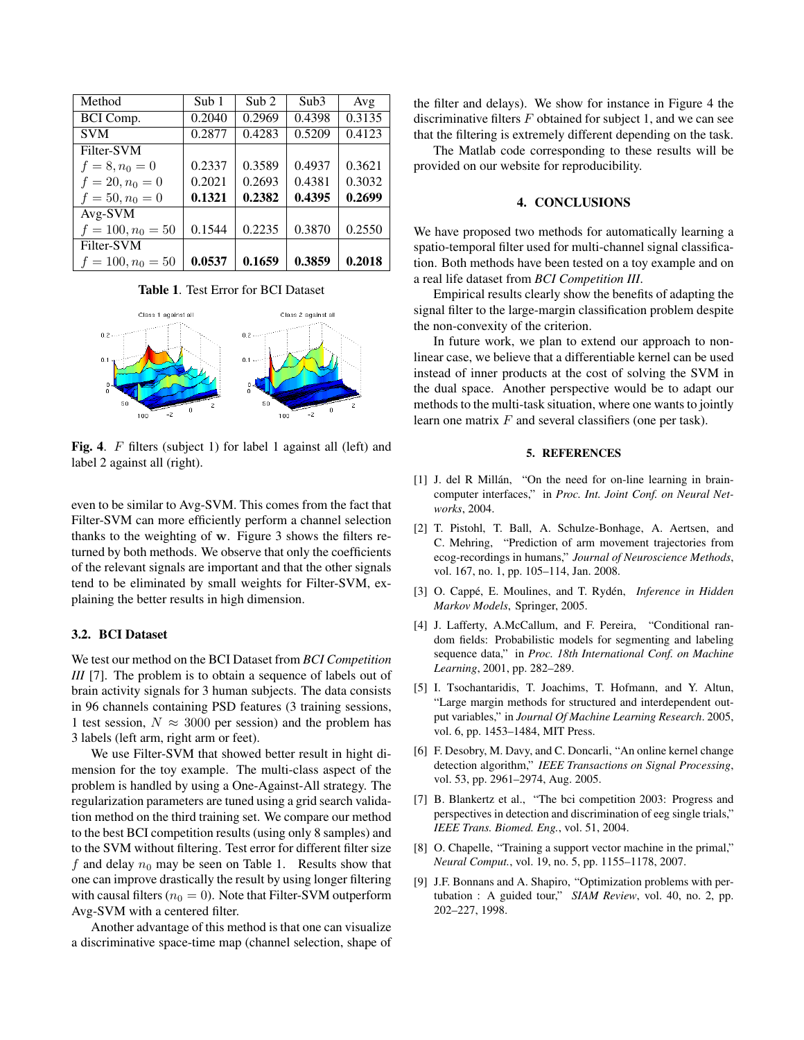| Method | Sub 1 | Sub 2 | Sub3 | Avg |
|---|---|---|---|---|
| BCI Comp. | 0.2040 | 0.2969 | 0.4398 | 0.3135 |
| SVM | 0.2877 | 0.4283 | 0.5209 | 0.4123 |
| Filter-SVM | | | | |
| $f = 8, n_0 = 0$ | 0.2337 | 0.3589 | 0.4937 | 0.3621 |
| $f = 20, n_0 = 0$ | 0.2021 | 0.2693 | 0.4381 | 0.3032 |
| $f = 50, n_0 = 0$ | **0.1321** | **0.2382** | **0.4395** | **0.2699** |
| Avg-SVM | | | | |
| $f = 100, n_0 = 50$ | 0.1544 | 0.2235 | 0.3870 | 0.2550 |
| Filter-SVM | | | | |
| $f = 100, n_0 = 50$ | **0.0537** | **0.1659** | **0.3859** | **0.2018** |

**Table 1**. Test Error for BCI Dataset

Class 1 against all

Class 2 against all

**Fig. 4**. $F$ filters (subject 1) for label 1 against all (left) and label 2 against all (right).

even to be similar to Avg-SVM. This comes from the fact that Filter-SVM can more efficiently perform a channel selection thanks to the weighting of $\mathbf{w}$. Figure 3 shows the filters returned by both methods. We observe that only the coefficients of the relevant signals are important and that the other signals tend to be eliminated by small weights for Filter-SVM, explaining the better results in high dimension.

### 3.2. BCI Dataset

We test our method on the BCI Dataset from *BCI Competition III* [7]. The problem is to obtain a sequence of labels out of brain activity signals for 3 human subjects. The data consists in 96 channels containing PSD features (3 training sessions, 1 test session, $N \approx 3000$ per session) and the problem has 3 labels (left arm, right arm or feet).

We use Filter-SVM that showed better result in hight dimension for the toy example. The multi-class aspect of the problem is handled by using a One-Against-All strategy. The regularization parameters are tuned using a grid search validation method on the third training set. We compare our method to the best BCI competition results (using only 8 samples) and to the SVM without filtering. Test error for different filter size $f$ and delay $n_0$ may be seen on Table 1. Results show that one can improve drastically the result by using longer filtering with causal filters ($n_0 = 0$). Note that Filter-SVM outperform Avg-SVM with a centered filter.

Another advantage of this method is that one can visualize a discriminative space-time map (channel selection, shape of the filter and delays). We show for instance in Figure 4 the discriminative filters $F$ obtained for subject 1, and we can see that the filtering is extremely different depending on the task.

The Matlab code corresponding to these results will be provided on our website for reproducibility.

## 4. CONCLUSIONS

We have proposed two methods for automatically learning a spatio-temporal filter used for multi-channel signal classification. Both methods have been tested on a toy example and on a real life dataset from *BCI Competition III*.

Empirical results clearly show the benefits of adapting the signal filter to the large-margin classification problem despite the non-convexity of the criterion.

In future work, we plan to extend our approach to non-linear case, we believe that a differentiable kernel can be used instead of inner products at the cost of solving the SVM in the dual space. Another perspective would be to adapt our methods to the multi-task situation, where one wants to jointly learn one matrix $F$ and several classifiers (one per task).

## 5. REFERENCES

[1] J. del R Millán, "On the need for on-line learning in brain-computer interfaces," in *Proc. Int. Joint Conf. on Neural Networks*, 2004.

[2] T. Pistohl, T. Ball, A. Schulze-Bonhage, A. Aertsen, and C. Mehring, "Prediction of arm movement trajectories from ecog-recordings in humans," *Journal of Neuroscience Methods*, vol. 167, no. 1, pp. 105–114, Jan. 2008.

[3] O. Cappé, E. Moulines, and T. Rydén, *Inference in Hidden Markov Models*, Springer, 2005.

[4] J. Lafferty, A.McCallum, and F. Pereira, "Conditional random fields: Probabilistic models for segmenting and labeling sequence data," in *Proc. 18th International Conf. on Machine Learning*, 2001, pp. 282–289.

[5] I. Tsochantaridis, T. Joachims, T. Hofmann, and Y. Altun, "Large margin methods for structured and interdependent output variables," in *Journal Of Machine Learning Research*. 2005, vol. 6, pp. 1453–1484, MIT Press.

[6] F. Desobry, M. Davy, and C. Doncarli, "An online kernel change detection algorithm," *IEEE Transactions on Signal Processing*, vol. 53, pp. 2961–2974, Aug. 2005.

[7] B. Blankertz et al., "The bci competition 2003: Progress and perspectives in detection and discrimination of eeg single trials," *IEEE Trans. Biomed. Eng.*, vol. 51, 2004.

[8] O. Chapelle, "Training a support vector machine in the primal," *Neural Comput.*, vol. 19, no. 5, pp. 1155–1178, 2007.

[9] J.F. Bonnans and A. Shapiro, "Optimization problems with pertubation : A guided tour," *SIAM Review*, vol. 40, no. 2, pp. 202–227, 1998.